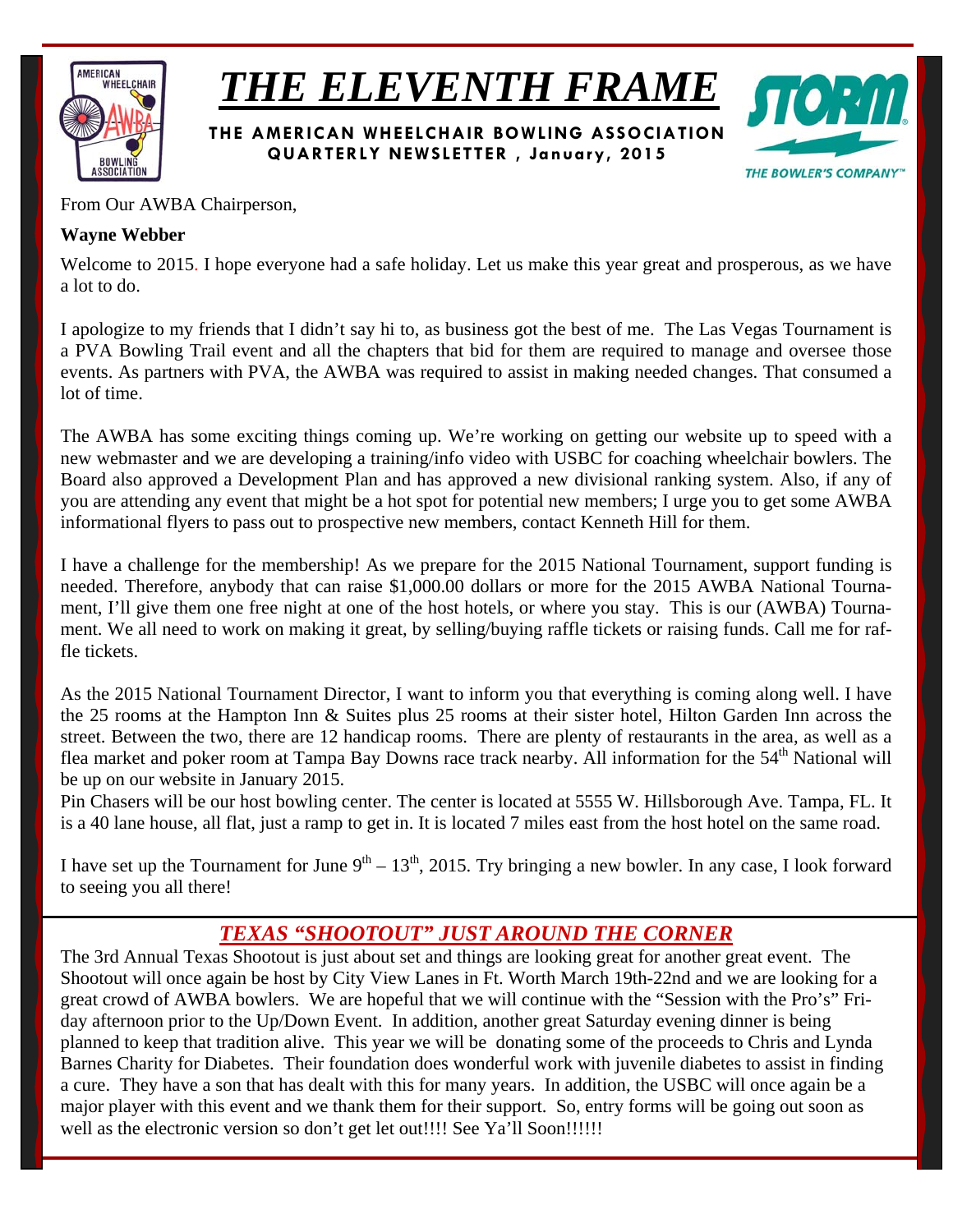# *THE ELEVENTH FRAME*

**THE AMERICAN WHEELCHAIR BOWLING ASSOCIATION QUARTERLY NEWSLETTER , January, 2015**

From Our AWBA Chairperson,

**Wayne Webber**

Welcome to 2015. I hope everyone had a safe holiday. Let us make this year great and prosperous, as we have a lot to do.

I apologize to my friends that I didn't say hi to, as business got the best of me. The Las Vegas Tournament is a PVA Bowling Trail event and all the chapters that bid for them are required to manage and oversee those events. As partners with PVA, the AWBA was required to assist in making needed changes. That consumed a lot of time.

The AWBA has some exciting things coming up. We're working on getting our website up to speed with a new webmaster and we are developing a training/info video with USBC for coaching wheelchair bowlers. The Board also approved a Development Plan and has approved a new divisional ranking system. Also, if any of you are attending any event that might be a hot spot for potential new members; I urge you to get some AWBA informational flyers to pass out to prospective new members, contact Kenneth Hill for them.

I have a challenge for the membership! As we prepare for the 2015 National Tournament, support funding is needed. Therefore, anybody that can raise $1,000.00 dollars or more for the 2015 AWBA National Tournament, I'll give them one free night at one of the host hotels, or where you stay. This is our (AWBA) Tournament. We all need to work on making it great, by selling/buying raffle tickets or raising funds. Call me for raffle tickets.

As the 2015 National Tournament Director, I want to inform you that everything is coming along well. I have the 25 rooms at the Hampton Inn & Suites plus 25 rooms at their sister hotel, Hilton Garden Inn across the street. Between the two, there are 12 handicap rooms. There are plenty of restaurants in the area, as well as a flea market and poker room at Tampa Bay Downs race track nearby. All information for the 54th National will be up on our website in January 2015.

Pin Chasers will be our host bowling center. The center is located at 5555 W. Hillsborough Ave. Tampa, FL. It is a 40 lane house, all flat, just a ramp to get in. It is located 7 miles east from the host hotel on the same road.

I have set up the Tournament for June 9th – 13th, 2015. Try bringing a new bowler. In any case, I look forward to seeing you all there!

## *TEXAS "SHOOTOUT" JUST AROUND THE CORNER*

The 3rd Annual Texas Shootout is just about set and things are looking great for another great event. The Shootout will once again be host by City View Lanes in Ft. Worth March 19th-22nd and we are looking for a great crowd of AWBA bowlers. We are hopeful that we will continue with the "Session with the Pro's" Friday afternoon prior to the Up/Down Event. In addition, another great Saturday evening dinner is being planned to keep that tradition alive. This year we will be donating some of the proceeds to Chris and Lynda Barnes Charity for Diabetes. Their foundation does wonderful work with juvenile diabetes to assist in finding a cure. They have a son that has dealt with this for many years. In addition, the USBC will once again be a major player with this event and we thank them for their support. So, entry forms will be going out soon as well as the electronic version so don't get let out!!!! See Ya'll Soon!!!!!!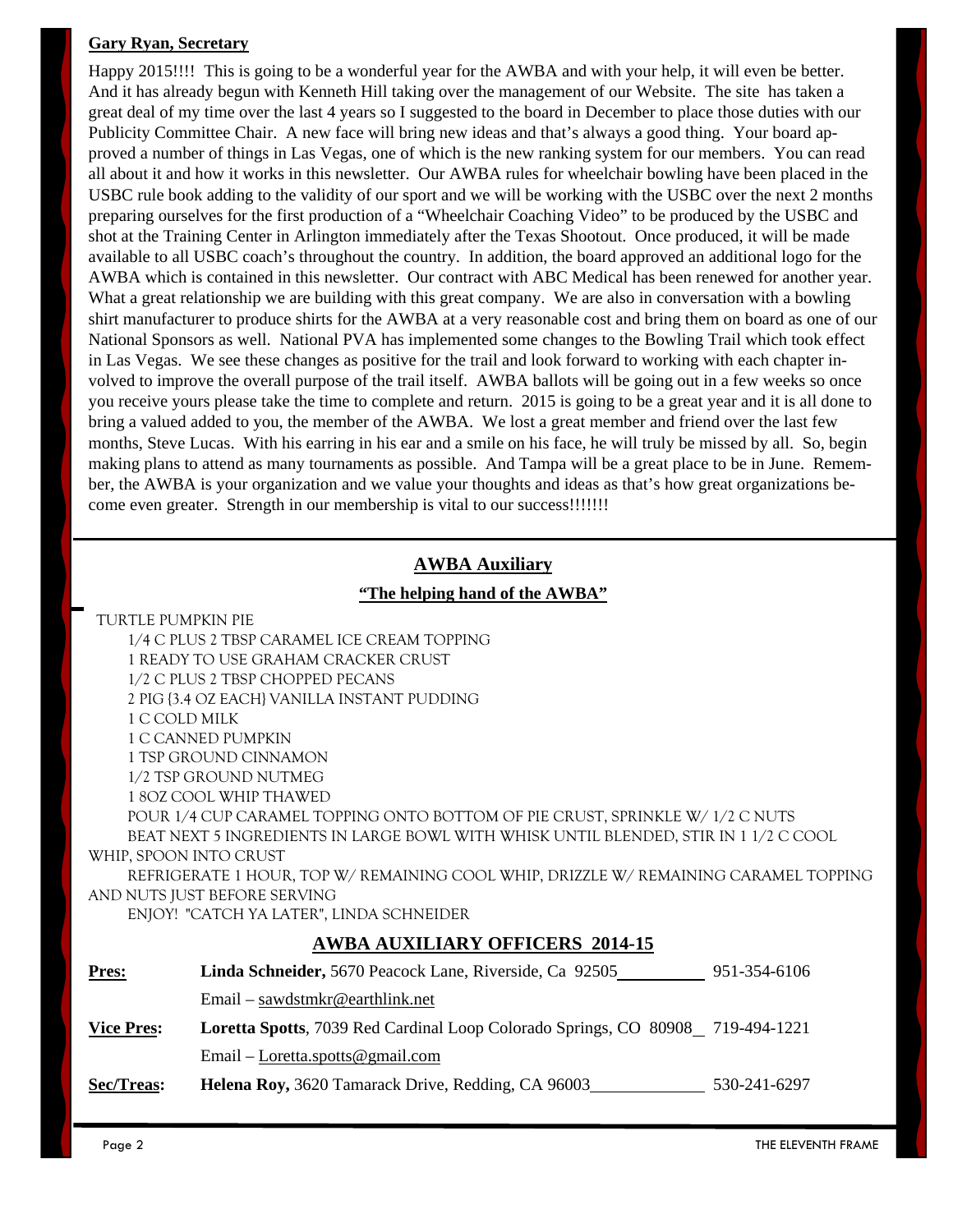**Gary Ryan, Secretary**

Happy 2015!!!! This is going to be a wonderful year for the AWBA and with your help, it will even be better. And it has already begun with Kenneth Hill taking over the management of our Website. The site has taken a great deal of my time over the last 4 years so I suggested to the board in December to place those duties with our Publicity Committee Chair. A new face will bring new ideas and that's always a good thing. Your board approved a number of things in Las Vegas, one of which is the new ranking system for our members. You can read all about it and how it works in this newsletter. Our AWBA rules for wheelchair bowling have been placed in the USBC rule book adding to the validity of our sport and we will be working with the USBC over the next 2 months preparing ourselves for the first production of a "Wheelchair Coaching Video" to be produced by the USBC and shot at the Training Center in Arlington immediately after the Texas Shootout. Once produced, it will be made available to all USBC coach's throughout the country. In addition, the board approved an additional logo for the AWBA which is contained in this newsletter. Our contract with ABC Medical has been renewed for another year. What a great relationship we are building with this great company. We are also in conversation with a bowling shirt manufacturer to produce shirts for the AWBA at a very reasonable cost and bring them on board as one of our National Sponsors as well. National PVA has implemented some changes to the Bowling Trail which took effect in Las Vegas. We see these changes as positive for the trail and look forward to working with each chapter involved to improve the overall purpose of the trail itself. AWBA ballots will be going out in a few weeks so once you receive yours please take the time to complete and return. 2015 is going to be a great year and it is all done to bring a valued added to you, the member of the AWBA. We lost a great member and friend over the last few months, Steve Lucas. With his earring in his ear and a smile on his face, he will truly be missed by all. So, begin making plans to attend as many tournaments as possible. And Tampa will be a great place to be in June. Remember, the AWBA is your organization and we value your thoughts and ideas as that's how great organizations become even greater. Strength in our membership is vital to our success!!!!!!!

## AWBA Auxiliary

### "The helping hand of the AWBA"

TURTLE PUMPKIN PIE

1/4 C PLUS 2 TBSP CARAMEL ICE CREAM TOPPING
1 READY TO USE GRAHAM CRACKER CRUST
1/2 C PLUS 2 TBSP CHOPPED PECANS
2 PIG {3.4 OZ EACH} VANILLA INSTANT PUDDING
1 C COLD MILK
1 C CANNED PUMPKIN
1 TSP GROUND CINNAMON
1/2 TSP GROUND NUTMEG
1 8OZ COOL WHIP THAWED

POUR 1/4 CUP CARAMEL TOPPING ONTO BOTTOM OF PIE CRUST, SPRINKLE W/ 1/2 C NUTS

BEAT NEXT 5 INGREDIENTS IN LARGE BOWL WITH WHISK UNTIL BLENDED, STIR IN 1 1/2 C COOL WHIP, SPOON INTO CRUST

REFRIGERATE 1 HOUR, TOP W/ REMAINING COOL WHIP, DRIZZLE W/ REMAINING CARAMEL TOPPING AND NUTS JUST BEFORE SERVING

ENJOY! "CATCH YA LATER", LINDA SCHNEIDER

### AWBA AUXILIARY OFFICERS 2014-15

| | | |
|---|---|---|
| **Pres:** | **Linda Schneider,** 5670 Peacock Lane, Riverside, Ca 92505 | 951-354-6106 |
| | Email – sawdstmkr@earthlink.net | |
| **Vice Pres:** | **Loretta Spotts**, 7039 Red Cardinal Loop Colorado Springs, CO 80908 | 719-494-1221 |
| | Email – Loretta.spotts@gmail.com | |
| **Sec/Treas:** | **Helena Roy,** 3620 Tamarack Drive, Redding, CA 96003 | 530-241-6297 |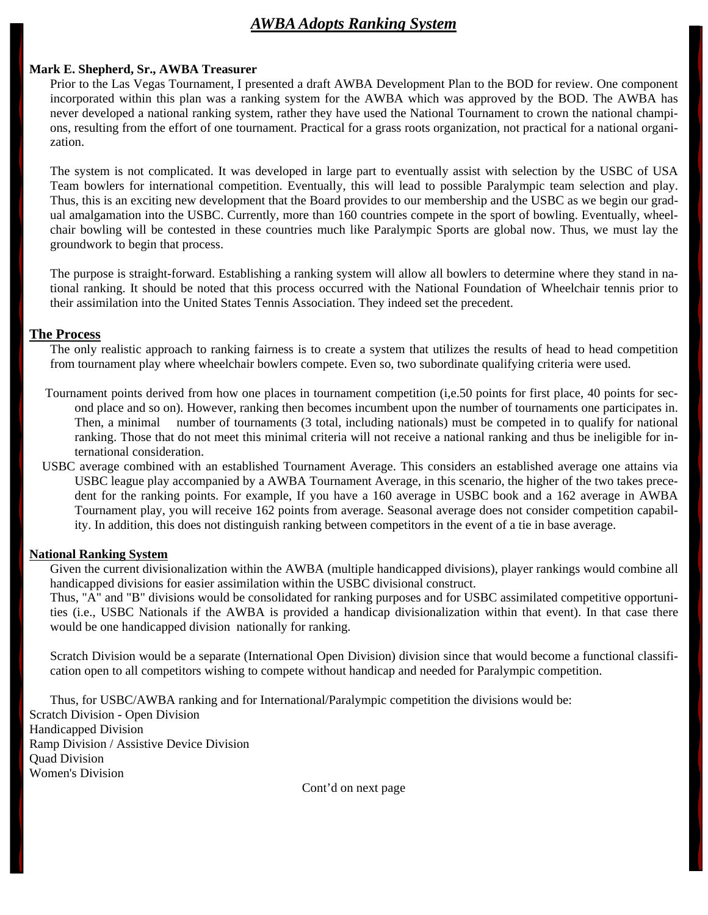# *AWBA Adopts Ranking System*

**Mark E. Shepherd, Sr., AWBA Treasurer**

Prior to the Las Vegas Tournament, I presented a draft AWBA Development Plan to the BOD for review. One component incorporated within this plan was a ranking system for the AWBA which was approved by the BOD. The AWBA has never developed a national ranking system, rather they have used the National Tournament to crown the national champions, resulting from the effort of one tournament. Practical for a grass roots organization, not practical for a national organization.

The system is not complicated. It was developed in large part to eventually assist with selection by the USBC of USA Team bowlers for international competition. Eventually, this will lead to possible Paralympic team selection and play. Thus, this is an exciting new development that the Board provides to our membership and the USBC as we begin our gradual amalgamation into the USBC. Currently, more than 160 countries compete in the sport of bowling. Eventually, wheelchair bowling will be contested in these countries much like Paralympic Sports are global now. Thus, we must lay the groundwork to begin that process.

The purpose is straight-forward. Establishing a ranking system will allow all bowlers to determine where they stand in national ranking. It should be noted that this process occurred with the National Foundation of Wheelchair tennis prior to their assimilation into the United States Tennis Association. They indeed set the precedent.

## The Process

The only realistic approach to ranking fairness is to create a system that utilizes the results of head to head competition from tournament play where wheelchair bowlers compete. Even so, two subordinate qualifying criteria were used.

Tournament points derived from how one places in tournament competition (i,e.50 points for first place, 40 points for second place and so on). However, ranking then becomes incumbent upon the number of tournaments one participates in. Then, a minimal number of tournaments (3 total, including nationals) must be competed in to qualify for national ranking. Those that do not meet this minimal criteria will not receive a national ranking and thus be ineligible for international consideration.

USBC average combined with an established Tournament Average. This considers an established average one attains via USBC league play accompanied by a AWBA Tournament Average, in this scenario, the higher of the two takes precedent for the ranking points. For example, If you have a 160 average in USBC book and a 162 average in AWBA Tournament play, you will receive 162 points from average. Seasonal average does not consider competition capability. In addition, this does not distinguish ranking between competitors in the event of a tie in base average.

## National Ranking System

Given the current divisionalization within the AWBA (multiple handicapped divisions), player rankings would combine all handicapped divisions for easier assimilation within the USBC divisional construct.

Thus, "A" and "B" divisions would be consolidated for ranking purposes and for USBC assimilated competitive opportunities (i.e., USBC Nationals if the AWBA is provided a handicap divisionalization within that event). In that case there would be one handicapped division nationally for ranking.

Scratch Division would be a separate (International Open Division) division since that would become a functional classification open to all competitors wishing to compete without handicap and needed for Paralympic competition.

Thus, for USBC/AWBA ranking and for International/Paralympic competition the divisions would be:

Scratch Division - Open Division
Handicapped Division
Ramp Division / Assistive Device Division
Quad Division
Women's Division

Cont'd on next page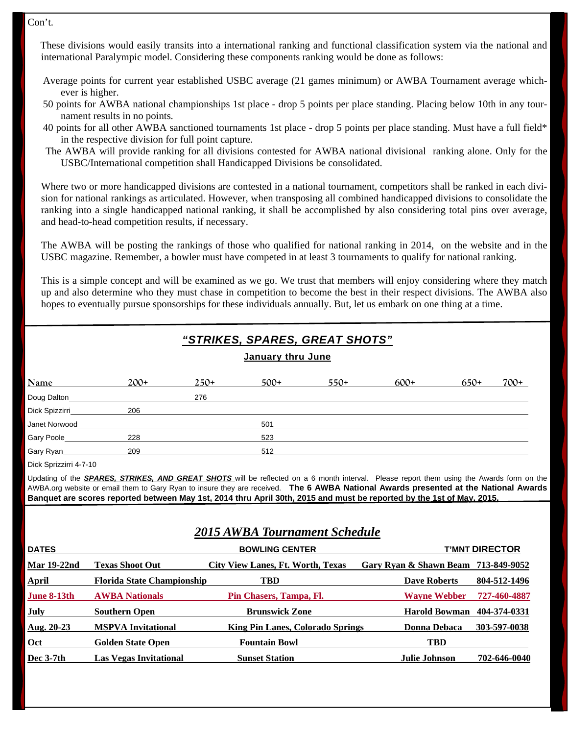Con't.

These divisions would easily transits into a international ranking and functional classification system via the national and international Paralympic model. Considering these components ranking would be done as follows:

Average points for current year established USBC average (21 games minimum) or AWBA Tournament average whichever is higher.

50 points for AWBA national championships 1st place - drop 5 points per place standing. Placing below 10th in any tournament results in no points.

40 points for all other AWBA sanctioned tournaments 1st place - drop 5 points per place standing. Must have a full field* in the respective division for full point capture.

The AWBA will provide ranking for all divisions contested for AWBA national divisional ranking alone. Only for the USBC/International competition shall Handicapped Divisions be consolidated.

Where two or more handicapped divisions are contested in a national tournament, competitors shall be ranked in each division for national rankings as articulated. However, when transposing all combined handicapped divisions to consolidate the ranking into a single handicapped national ranking, it shall be accomplished by also considering total pins over average, and head-to-head competition results, if necessary.

The AWBA will be posting the rankings of those who qualified for national ranking in 2014, on the website and in the USBC magazine. Remember, a bowler must have competed in at least 3 tournaments to qualify for national ranking.

This is a simple concept and will be examined as we go. We trust that members will enjoy considering where they match up and also determine who they must chase in competition to become the best in their respect divisions. The AWBA also hopes to eventually pursue sponsorships for these individuals annually. But, let us embark on one thing at a time.

## *"STRIKES, SPARES, GREAT SHOTS"*

**January thru June**

| Name | 200+ | 250+ | 500+ | 550+ | 600+ | 650+ | 700+ |
|---|---|---|---|---|---|---|---|
| Doug Dalton | | 276 | | | | | |
| Dick Spizzirri | 206 | | | | | | |
| Janet Norwood | | | 501 | | | | |
| Gary Poole | 228 | | 523 | | | | |
| Gary Ryan | 209 | | 512 | | | | |

Dick Sprizzirri 4-7-10

Updating of the ***SPARES, STRIKES, AND GREAT SHOTS*** will be reflected on a 6 month interval. Please report them using the Awards form on the AWBA.org website or email them to Gary Ryan to insure they are received. **The 6 AWBA National Awards presented at the National Awards Banquet are scores reported between May 1st, 2014 thru April 30th, 2015 and must be reported by the 1st of May, 2015.**

## *2015 AWBA Tournament Schedule*

| DATES | | BOWLING CENTER | T'MNT DIRECTOR | |
|---|---|---|---|---|
| **Mar 19-22nd** | **Texas Shoot Out** | **City View Lanes, Ft. Worth, Texas** | **Gary Ryan & Shawn Beam** | **713-849-9052** |
| **April** | **Florida State Championship** | **TBD** | **Dave Roberts** | **804-512-1496** |
| **June 8-13th** | **AWBA Nationals** | **Pin Chasers, Tampa, Fl.** | **Wayne Webber** | **727-460-4887** |
| **July** | **Southern Open** | **Brunswick Zone** | **Harold Bowman** | **404-374-0331** |
| **Aug. 20-23** | **MSPVA Invitational** | **King Pin Lanes, Colorado Springs** | **Donna Debaca** | **303-597-0038** |
| **Oct** | **Golden State Open** | **Fountain Bowl** | **TBD** | |
| **Dec 3-7th** | **Las Vegas Invitational** | **Sunset Station** | **Julie Johnson** | **702-646-0040** |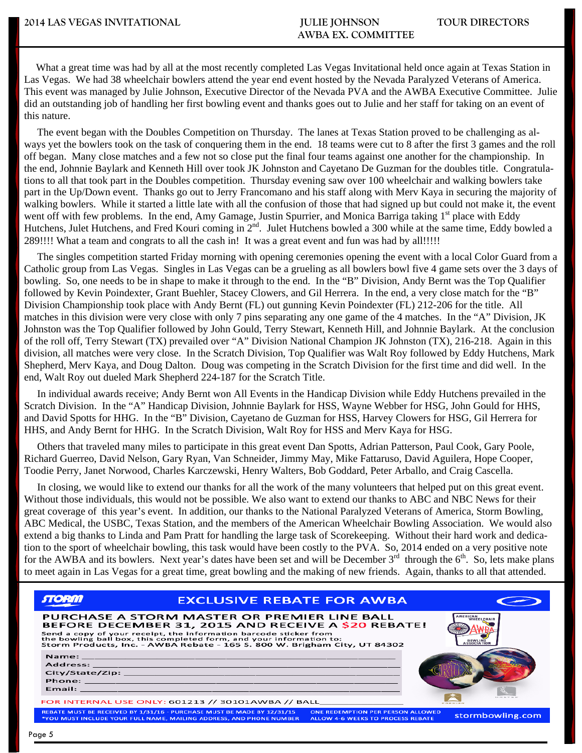**2014 LAS VEGAS INVITATIONAL** **JULIE JOHNSON** **TOUR DIRECTORS**

**AWBA EX. COMMITTEE**

What a great time was had by all at the most recently completed Las Vegas Invitational held once again at Texas Station in Las Vegas. We had 38 wheelchair bowlers attend the year end event hosted by the Nevada Paralyzed Veterans of America. This event was managed by Julie Johnson, Executive Director of the Nevada PVA and the AWBA Executive Committee. Julie did an outstanding job of handling her first bowling event and thanks goes out to Julie and her staff for taking on an event of this nature.

The event began with the Doubles Competition on Thursday. The lanes at Texas Station proved to be challenging as always yet the bowlers took on the task of conquering them in the end. 18 teams were cut to 8 after the first 3 games and the roll off began. Many close matches and a few not so close put the final four teams against one another for the championship. In the end, Johnnie Baylark and Kenneth Hill over took JK Johnston and Cayetano De Guzman for the doubles title. Congratulations to all that took part in the Doubles competition. Thursday evening saw over 100 wheelchair and walking bowlers take part in the Up/Down event. Thanks go out to Jerry Francomano and his staff along with Merv Kaya in securing the majority of walking bowlers. While it started a little late with all the confusion of those that had signed up but could not make it, the event went off with few problems. In the end, Amy Gamage, Justin Spurrier, and Monica Barriga taking 1st place with Eddy Hutchens, Julet Hutchens, and Fred Kouri coming in 2nd. Julet Hutchens bowled a 300 while at the same time, Eddy bowled a 289!!!! What a team and congrats to all the cash in! It was a great event and fun was had by all!!!!!

The singles competition started Friday morning with opening ceremonies opening the event with a local Color Guard from a Catholic group from Las Vegas. Singles in Las Vegas can be a grueling as all bowlers bowl five 4 game sets over the 3 days of bowling. So, one needs to be in shape to make it through to the end. In the "B" Division, Andy Bernt was the Top Qualifier followed by Kevin Poindexter, Grant Buehler, Stacey Clowers, and Gil Herrera. In the end, a very close match for the "B" Division Championship took place with Andy Bernt (FL) out gunning Kevin Poindexter (FL) 212-206 for the title. All matches in this division were very close with only 7 pins separating any one game of the 4 matches. In the "A" Division, JK Johnston was the Top Qualifier followed by John Gould, Terry Stewart, Kenneth Hill, and Johnnie Baylark. At the conclusion of the roll off, Terry Stewart (TX) prevailed over "A" Division National Champion JK Johnston (TX), 216-218. Again in this division, all matches were very close. In the Scratch Division, Top Qualifier was Walt Roy followed by Eddy Hutchens, Mark Shepherd, Merv Kaya, and Doug Dalton. Doug was competing in the Scratch Division for the first time and did well. In the end, Walt Roy out dueled Mark Shepherd 224-187 for the Scratch Title.

In individual awards receive; Andy Bernt won All Events in the Handicap Division while Eddy Hutchens prevailed in the Scratch Division. In the "A" Handicap Division, Johnnie Baylark for HSS, Wayne Webber for HSG, John Gould for HHS, and David Spotts for HHG. In the "B" Division, Cayetano de Guzman for HSS, Harvey Clowers for HSG, Gil Herrera for HHS, and Andy Bernt for HHG. In the Scratch Division, Walt Roy for HSS and Merv Kaya for HSG.

Others that traveled many miles to participate in this great event Dan Spotts, Adrian Patterson, Paul Cook, Gary Poole, Richard Guerreo, David Nelson, Gary Ryan, Van Schneider, Jimmy May, Mike Fattaruso, David Aguilera, Hope Cooper, Toodie Perry, Janet Norwood, Charles Karczewski, Henry Walters, Bob Goddard, Peter Arballo, and Craig Cascella.

In closing, we would like to extend our thanks for all the work of the many volunteers that helped put on this great event. Without those individuals, this would not be possible. We also want to extend our thanks to ABC and NBC News for their great coverage of this year's event. In addition, our thanks to the National Paralyzed Veterans of America, Storm Bowling, ABC Medical, the USBC, Texas Station, and the members of the American Wheelchair Bowling Association. We would also extend a big thanks to Linda and Pam Pratt for handling the large task of Scorekeeping. Without their hard work and dedication to the sport of wheelchair bowling, this task would have been costly to the PVA. So, 2014 ended on a very positive note for the AWBA and its bowlers. Next year's dates have been set and will be December 3rd through the 6th. So, lets make plans to meet again in Las Vegas for a great time, great bowling and the making of new friends. Again, thanks to all that attended.

---

**STORM** — **EXCLUSIVE REBATE FOR AWBA**

**PURCHASE A STORM MASTER OR PREMIER LINE BALL BEFORE DECEMBER 31, 2015 AND RECEIVE A $20 REBATE!**

Send a copy of your receipt, the information barcode sticker from the bowling ball box, this completed form, and your information to:
Storm Products, Inc. - AWBA Rebate - 165 S. 800 W. Brigham City, UT 84302

Name: ______________________________

Address: ______________________________

City/State/Zip: ______________________________

Phone: ______________________________

Email: ______________________________

FOR INTERNAL USE ONLY: 601213 // 30101AWBA // BALL______________

REBATE MUST BE RECEIVED BY 1/31/16 - PURCHASE MUST BE MADE BY 12/31/15
*YOU MUST INCLUDE YOUR FULL NAME, MAILING ADDRESS, AND PHONE NUMBER

ONE REDEMPTION PER PERSON ALLOWED
ALLOW 4-6 WEEKS TO PROCESS REBATE

stormbowling.com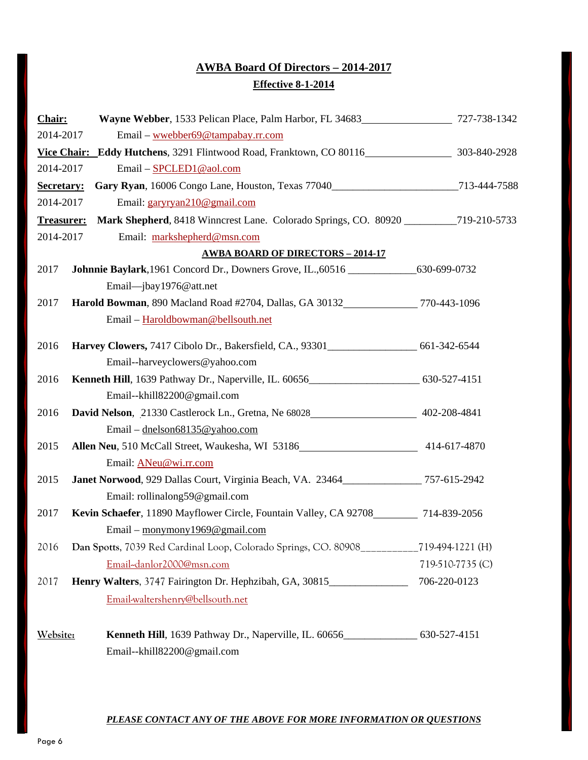## AWBA Board Of Directors – 2014-2017

### Effective 8-1-2014

**Chair:** **Wayne Webber**, 1533 Pelican Place, Palm Harbor, FL 34683_________________ 727-738-1342
2014-2017 Email – wwebber69@tampabay.rr.com

**Vice Chair:** **Eddy Hutchens**, 3291 Flintwood Road, Franktown, CO 80116________________ 303-840-2928
2014-2017 Email – SPCLED1@aol.com

**Secretary:** **Gary Ryan**, 16006 Congo Lane, Houston, Texas 77040________________________713-444-7588
2014-2017 Email: garyryan210@gmail.com

**Treasurer:** **Mark Shepherd**, 8418 Winncrest Lane. Colorado Springs, CO. 80920 __________719-210-5733
2014-2017 Email: markshepherd@msn.com

**AWBA BOARD OF DIRECTORS – 2014-17**

2017 **Johnnie Baylark**,1961 Concord Dr., Downers Grove, IL.,60516 _____________630-699-0732
Email—jbay1976@att.net

2017 **Harold Bowman**, 890 Macland Road #2704, Dallas, GA 30132______________ 770-443-1096
Email – Haroldbowman@bellsouth.net

2016 **Harvey Clowers,** 7417 Cibolo Dr., Bakersfield, CA., 93301_________________ 661-342-6544
Email--harveyclowers@yahoo.com

2016 **Kenneth Hill**, 1639 Pathway Dr., Naperville, IL. 60656_____________________ 630-527-4151
Email--khill82200@gmail.com

2016 **David Nelson**, 21330 Castlerock Ln., Gretna, Ne 68028____________________ 402-208-4841
Email – dnelson68135@yahoo.com

2015 **Allen Neu**, 510 McCall Street, Waukesha, WI 53186______________________ 414-617-4870
Email: ANeu@wi.rr.com

2015 **Janet Norwood**, 929 Dallas Court, Virginia Beach, VA. 23464_______________ 757-615-2942
Email: rollinalong59@gmail.com

2017 **Kevin Schaefer**, 11890 Mayflower Circle, Fountain Valley, CA 92708________ 714-839-2056
Email – monymony1969@gmail.com

2016 **Dan Spotts**, 7039 Red Cardinal Loop, Colorado Springs, CO. 80908___________719-494-1221 (H)
Email--danlor2000@msn.com 719-510-7735 (C)

2017 **Henry Walters**, 3747 Fairington Dr. Hephzibah, GA, 30815_______________ 706-220-0123
Email-waltershenry@bellsouth.net

**Website:** **Kenneth Hill**, 1639 Pathway Dr., Naperville, IL. 60656______________ 630-527-4151
Email--khill82200@gmail.com

***PLEASE CONTACT ANY OF THE ABOVE FOR MORE INFORMATION OR QUESTIONS***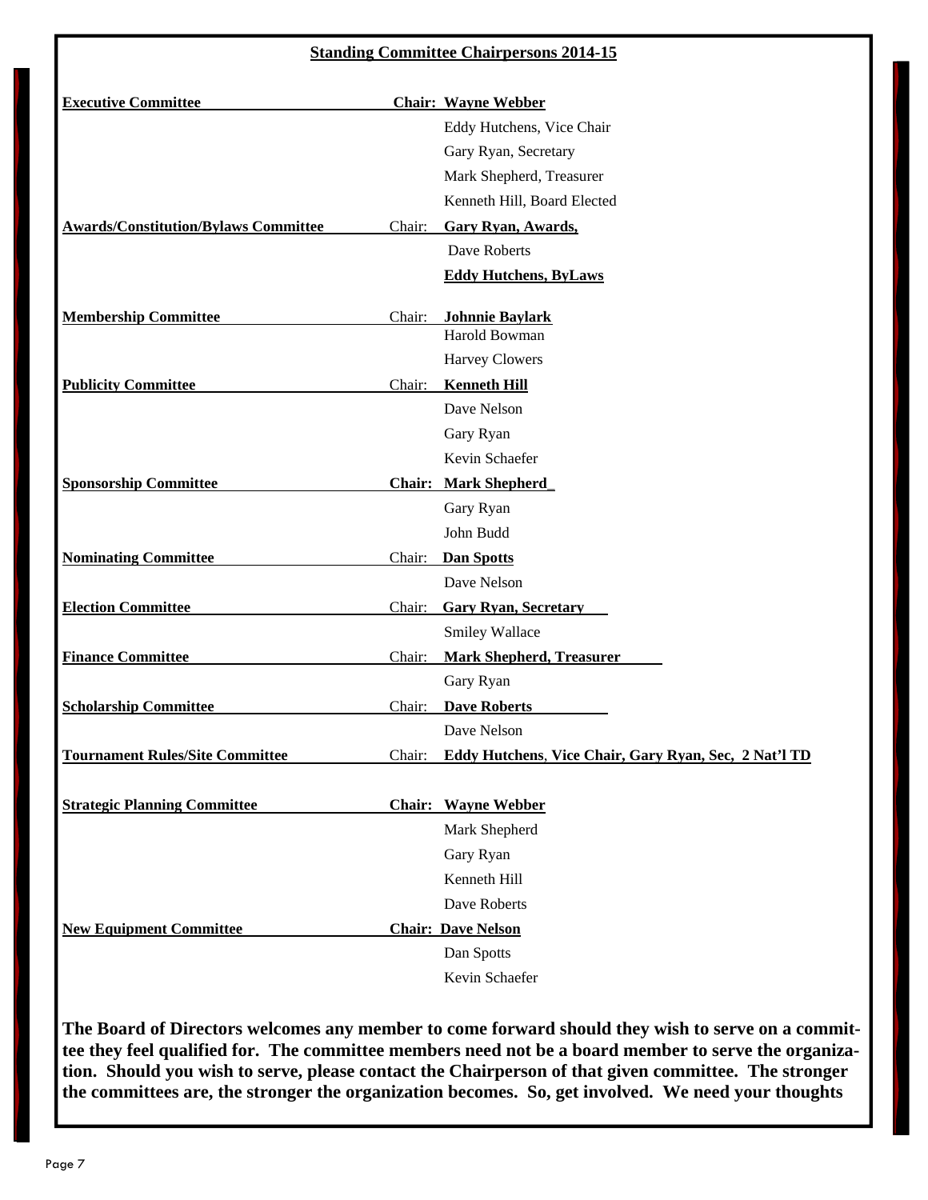## Standing Committee Chairpersons 2014-15

| Committee | | Members |
|---|---|---|
| **Executive Committee** | **Chair:** | **Wayne Webber** |
| | | Eddy Hutchens, Vice Chair |
| | | Gary Ryan, Secretary |
| | | Mark Shepherd, Treasurer |
| | | Kenneth Hill, Board Elected |
| **Awards/Constitution/Bylaws Committee** | Chair: | **Gary Ryan, Awards,** |
| | | Dave Roberts |
| | | **Eddy Hutchens, ByLaws** |
| **Membership Committee** | Chair: | **Johnnie Baylark** |
| | | Harold Bowman |
| | | Harvey Clowers |
| **Publicity Committee** | Chair: | **Kenneth Hill** |
| | | Dave Nelson |
| | | Gary Ryan |
| | | Kevin Schaefer |
| **Sponsorship Committee** | **Chair:** | **Mark Shepherd** |
| | | Gary Ryan |
| | | John Budd |
| **Nominating Committee** | Chair: | **Dan Spotts** |
| | | Dave Nelson |
| **Election Committee** | Chair: | **Gary Ryan, Secretary** |
| | | Smiley Wallace |
| **Finance Committee** | Chair: | **Mark Shepherd, Treasurer** |
| | | Gary Ryan |
| **Scholarship Committee** | Chair: | **Dave Roberts** |
| | | Dave Nelson |
| **Tournament Rules/Site Committee** | Chair: | **Eddy Hutchens, Vice Chair, Gary Ryan, Sec, 2 Nat'l TD** |
| **Strategic Planning Committee** | **Chair:** | **Wayne Webber** |
| | | Mark Shepherd |
| | | Gary Ryan |
| | | Kenneth Hill |
| | | Dave Roberts |
| **New Equipment Committee** | **Chair:** | **Dave Nelson** |
| | | Dan Spotts |
| | | Kevin Schaefer |

**The Board of Directors welcomes any member to come forward should they wish to serve on a committee they feel qualified for. The committee members need not be a board member to serve the organization. Should you wish to serve, please contact the Chairperson of that given committee. The stronger the committees are, the stronger the organization becomes. So, get involved. We need your thoughts**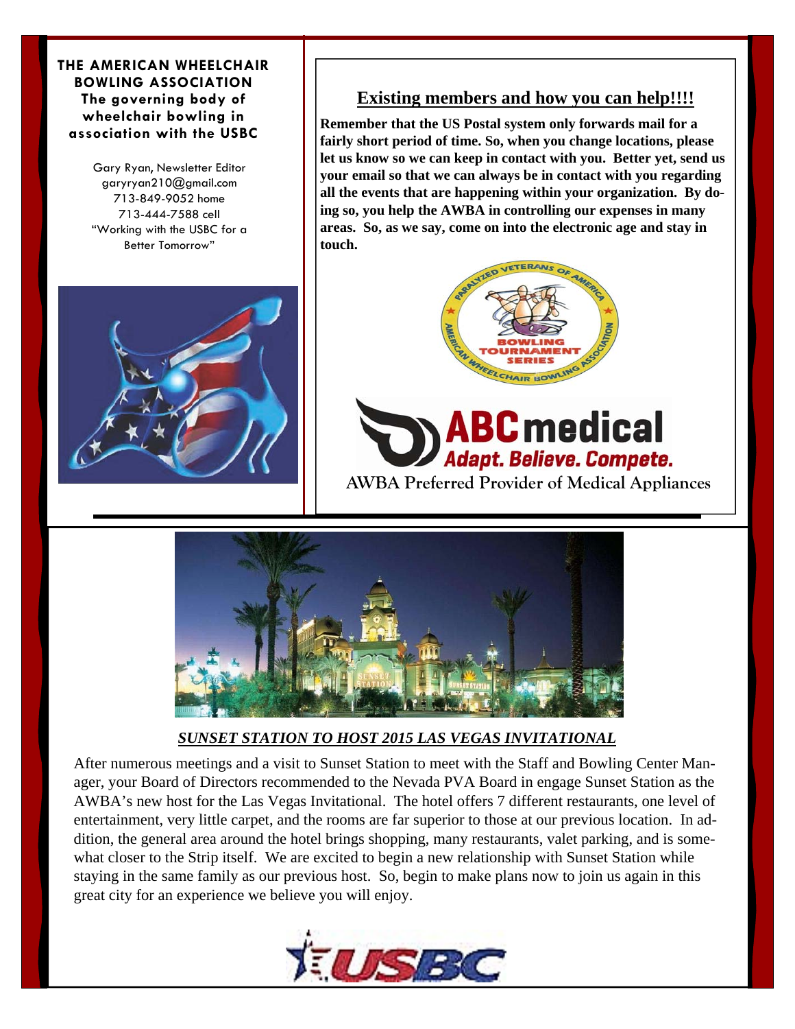**THE AMERICAN WHEELCHAIR BOWLING ASSOCIATION**
**The governing body of wheelchair bowling in association with the USBC**

Gary Ryan, Newsletter Editor
garyryan210@gmail.com
713-849-9052 home
713-444-7588 cell
"Working with the USBC for a Better Tomorrow"

## Existing members and how you can help!!!!

**Remember that the US Postal system only forwards mail for a fairly short period of time. So, when you change locations, please let us know so we can keep in contact with you. Better yet, send us your email so that we can always be in contact with you regarding all the events that are happening within your organization. By doing so, you help the AWBA in controlling our expenses in many areas. So, as we say, come on into the electronic age and stay in touch.**

ABC medical
Adapt. Believe. Compete.
AWBA Preferred Provider of Medical Appliances

***SUNSET STATION TO HOST 2015 LAS VEGAS INVITATIONAL***

After numerous meetings and a visit to Sunset Station to meet with the Staff and Bowling Center Manager, your Board of Directors recommended to the Nevada PVA Board in engage Sunset Station as the AWBA's new host for the Las Vegas Invitational. The hotel offers 7 different restaurants, one level of entertainment, very little carpet, and the rooms are far superior to those at our previous location. In addition, the general area around the hotel brings shopping, many restaurants, valet parking, and is somewhat closer to the Strip itself. We are excited to begin a new relationship with Sunset Station while staying in the same family as our previous host. So, begin to make plans now to join us again in this great city for an experience we believe you will enjoy.